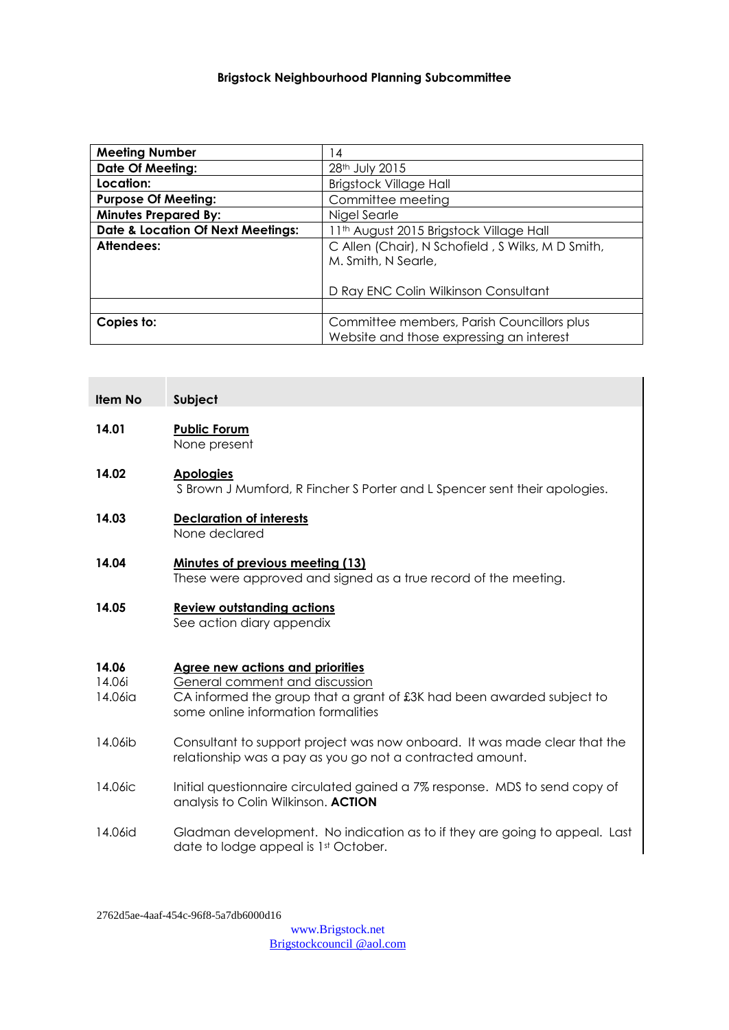# Brigstock Neighbourhood Planning Subcommittee

| **Meeting Number** | 14 |
|---|---|
| **Date Of Meeting:** | 28th July 2015 |
| **Location:** | Brigstock Village Hall |
| **Purpose Of Meeting:** | Committee meeting |
| **Minutes Prepared By:** | Nigel Searle |
| **Date & Location Of Next Meetings:** | 11th August 2015 Brigstock Village Hall |
| **Attendees:** | C Allen (Chair), N Schofield , S Wilks, M D Smith, M. Smith, N Searle,<br><br>D Ray ENC Colin Wilkinson Consultant |
| | |
| **Copies to:** | Committee members, Parish Councillors plus Website and those expressing an interest |

| **Item No** | **Subject** |
|---|---|
| **14.01** | **Public Forum**<br>None present |
| **14.02** | **Apologies**<br>S Brown J Mumford, R Fincher S Porter and L Spencer sent their apologies. |
| **14.03** | **Declaration of interests**<br>None declared |
| **14.04** | **Minutes of previous meeting (13)**<br>These were approved and signed as a true record of the meeting. |
| **14.05** | **Review outstanding actions**<br>See action diary appendix |
| **14.06** | **Agree new actions and priorities** |
| 14.06i | General comment and discussion |
| 14.06ia | CA informed the group that a grant of £3K had been awarded subject to some online information formalities |
| 14.06ib | Consultant to support project was now onboard. It was made clear that the relationship was a pay as you go not a contracted amount. |
| 14.06ic | Initial questionnaire circulated gained a 7% response. MDS to send copy of analysis to Colin Wilkinson. **ACTION** |
| 14.06id | Gladman development. No indication as to if they are going to appeal. Last date to lodge appeal is 1st October. |

2762d5ae-4aaf-454c-96f8-5a7db6000d16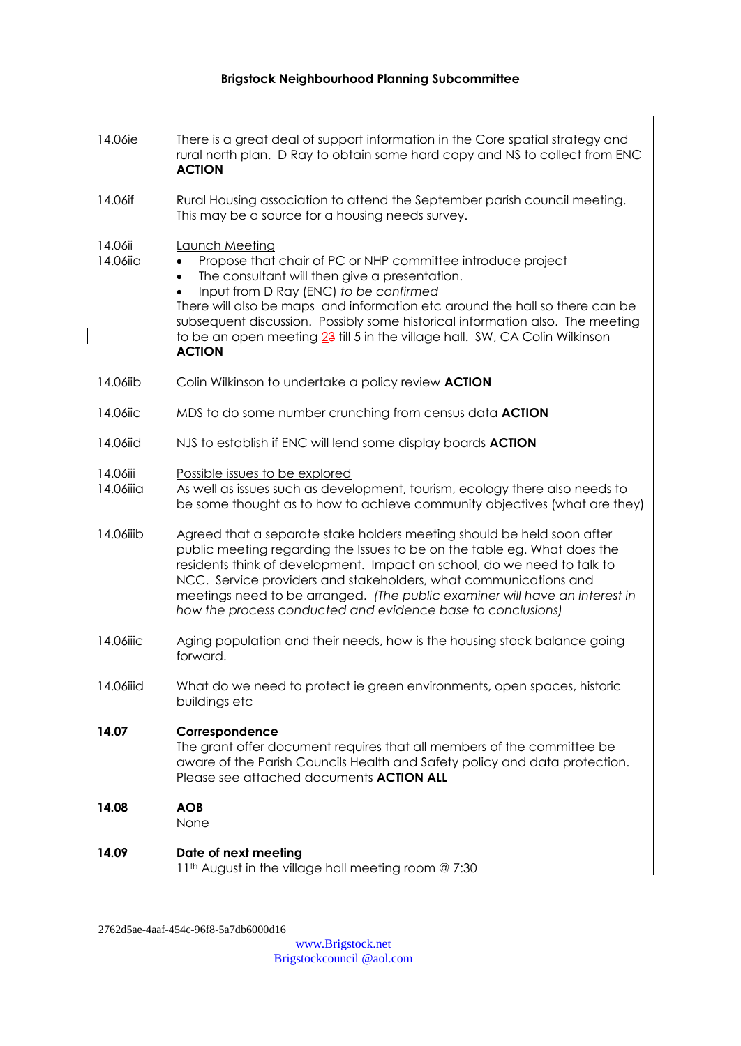**Brigstock Neighbourhood Planning Subcommittee**

14.06ie There is a great deal of support information in the Core spatial strategy and rural north plan. D Ray to obtain some hard copy and NS to collect from ENC **ACTION**

14.06if Rural Housing association to attend the September parish council meeting. This may be a source for a housing needs survey.

14.06ii <u>Launch Meeting</u>

14.06iia
- Propose that chair of PC or NHP committee introduce project
- The consultant will then give a presentation.
- Input from D Ray (ENC) *to be confirmed*

There will also be maps and information etc around the hall so there can be subsequent discussion. Possibly some historical information also. The meeting to be an open meeting ~~2~~3 till 5 in the village hall. SW, CA Colin Wilkinson **ACTION**

14.06iib Colin Wilkinson to undertake a policy review **ACTION**

14.06iic MDS to do some number crunching from census data **ACTION**

14.06iid NJS to establish if ENC will lend some display boards **ACTION**

14.06iii <u>Possible issues to be explored</u>

14.06iiia As well as issues such as development, tourism, ecology there also needs to be some thought as to how to achieve community objectives (what are they)

14.06iiib Agreed that a separate stake holders meeting should be held soon after public meeting regarding the Issues to be on the table eg. What does the residents think of development. Impact on school, do we need to talk to NCC. Service providers and stakeholders, what communications and meetings need to be arranged. *(The public examiner will have an interest in how the process conducted and evidence base to conclusions)*

14.06iiic Aging population and their needs, how is the housing stock balance going forward.

14.06iiid What do we need to protect ie green environments, open spaces, historic buildings etc

**14.07** **<u>Correspondence</u>**
The grant offer document requires that all members of the committee be aware of the Parish Councils Health and Safety policy and data protection. Please see attached documents **ACTION ALL**

**14.08** **AOB**
None

**14.09** **Date of next meeting**
11th August in the village hall meeting room @ 7:30

2762d5ae-4aaf-454c-96f8-5a7db6000d16

www.Brigstock.net
Brigstockcouncil @aol.com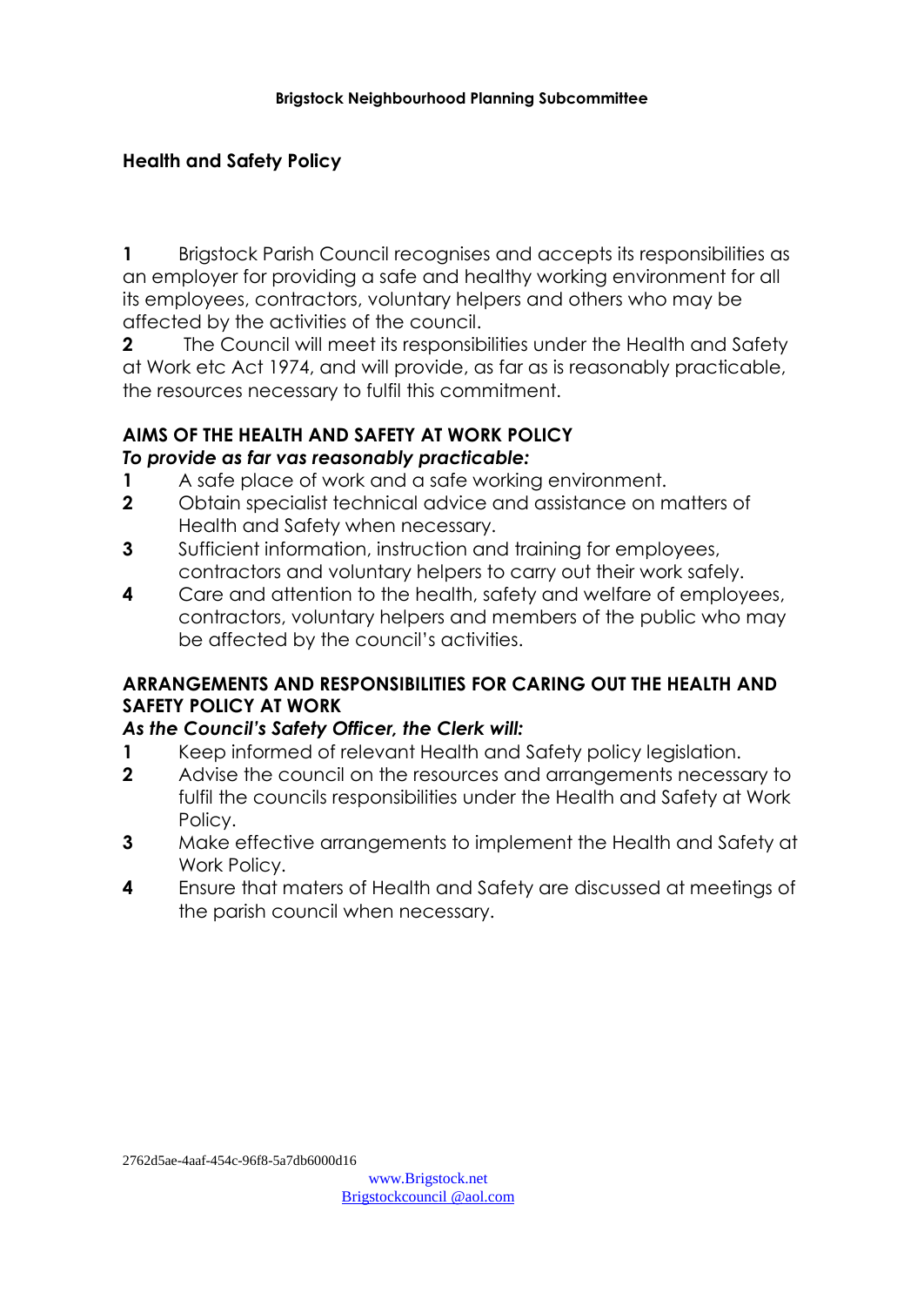**Brigstock Neighbourhood Planning Subcommittee**

## Health and Safety Policy

**1** Brigstock Parish Council recognises and accepts its responsibilities as an employer for providing a safe and healthy working environment for all its employees, contractors, voluntary helpers and others who may be affected by the activities of the council.

**2** The Council will meet its responsibilities under the Health and Safety at Work etc Act 1974, and will provide, as far as is reasonably practicable, the resources necessary to fulfil this commitment.

### AIMS OF THE HEALTH AND SAFETY AT WORK POLICY

***To provide as far vas reasonably practicable:***

**1** A safe place of work and a safe working environment.

**2** Obtain specialist technical advice and assistance on matters of Health and Safety when necessary.

**3** Sufficient information, instruction and training for employees, contractors and voluntary helpers to carry out their work safely.

**4** Care and attention to the health, safety and welfare of employees, contractors, voluntary helpers and members of the public who may be affected by the council's activities.

### ARRANGEMENTS AND RESPONSIBILITIES FOR CARING OUT THE HEALTH AND SAFETY POLICY AT WORK

***As the Council's Safety Officer, the Clerk will:***

**1** Keep informed of relevant Health and Safety policy legislation.

**2** Advise the council on the resources and arrangements necessary to fulfil the councils responsibilities under the Health and Safety at Work Policy.

**3** Make effective arrangements to implement the Health and Safety at Work Policy.

**4** Ensure that maters of Health and Safety are discussed at meetings of the parish council when necessary.

2762d5ae-4aaf-454c-96f8-5a7db6000d16

www.Brigstock.net
Brigstockcouncil @aol.com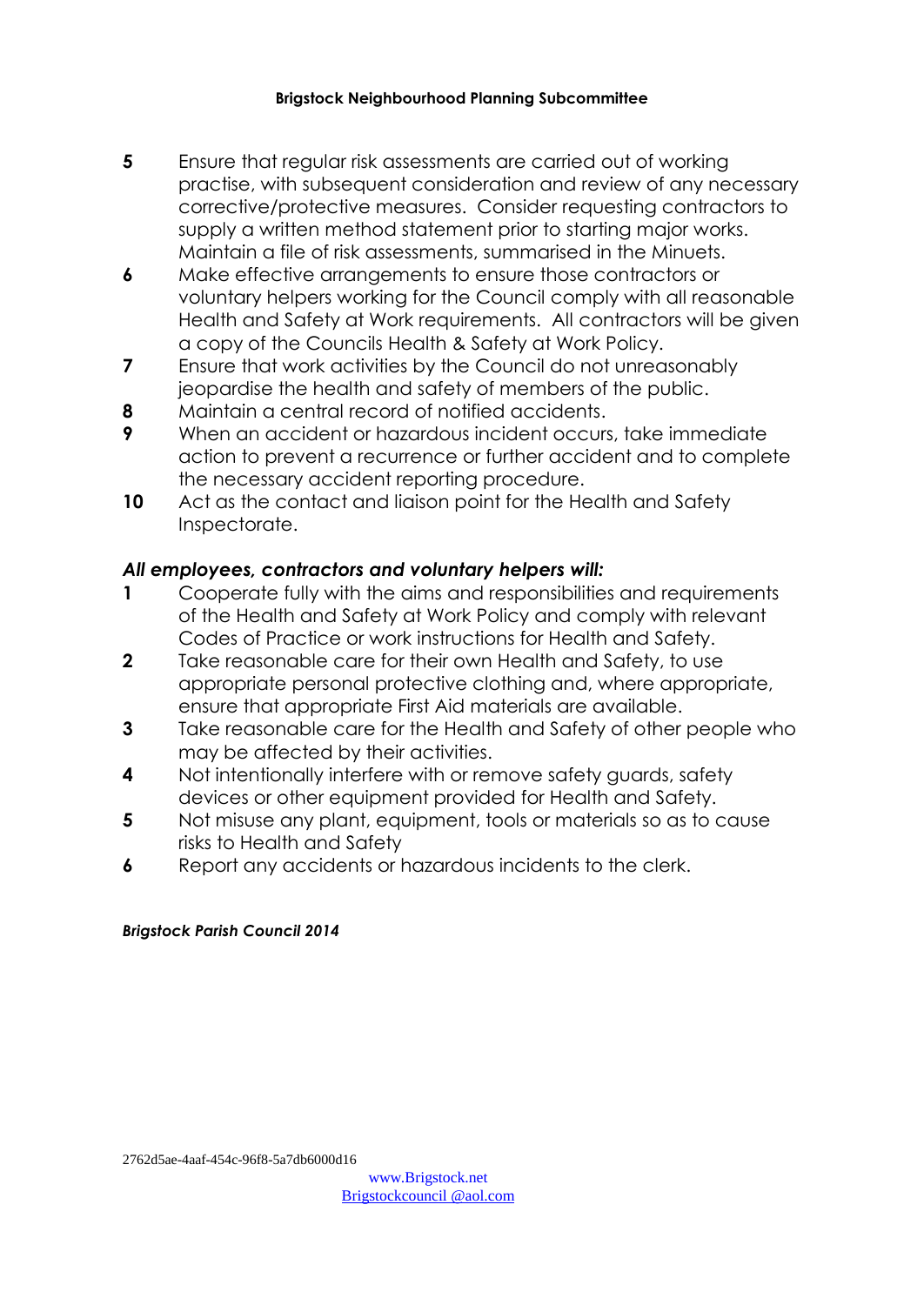5. Ensure that regular risk assessments are carried out of working practise, with subsequent consideration and review of any necessary corrective/protective measures. Consider requesting contractors to supply a written method statement prior to starting major works. Maintain a file of risk assessments, summarised in the Minuets.
6. Make effective arrangements to ensure those contractors or voluntary helpers working for the Council comply with all reasonable Health and Safety at Work requirements. All contractors will be given a copy of the Councils Health & Safety at Work Policy.
7. Ensure that work activities by the Council do not unreasonably jeopardise the health and safety of members of the public.
8. Maintain a central record of notified accidents.
9. When an accident or hazardous incident occurs, take immediate action to prevent a recurrence or further accident and to complete the necessary accident reporting procedure.
10. Act as the contact and liaison point for the Health and Safety Inspectorate.

***All employees, contractors and voluntary helpers will:***

1. Cooperate fully with the aims and responsibilities and requirements of the Health and Safety at Work Policy and comply with relevant Codes of Practice or work instructions for Health and Safety.
2. Take reasonable care for their own Health and Safety, to use appropriate personal protective clothing and, where appropriate, ensure that appropriate First Aid materials are available.
3. Take reasonable care for the Health and Safety of other people who may be affected by their activities.
4. Not intentionally interfere with or remove safety guards, safety devices or other equipment provided for Health and Safety.
5. Not misuse any plant, equipment, tools or materials so as to cause risks to Health and Safety
6. Report any accidents or hazardous incidents to the clerk.

***Brigstock Parish Council 2014***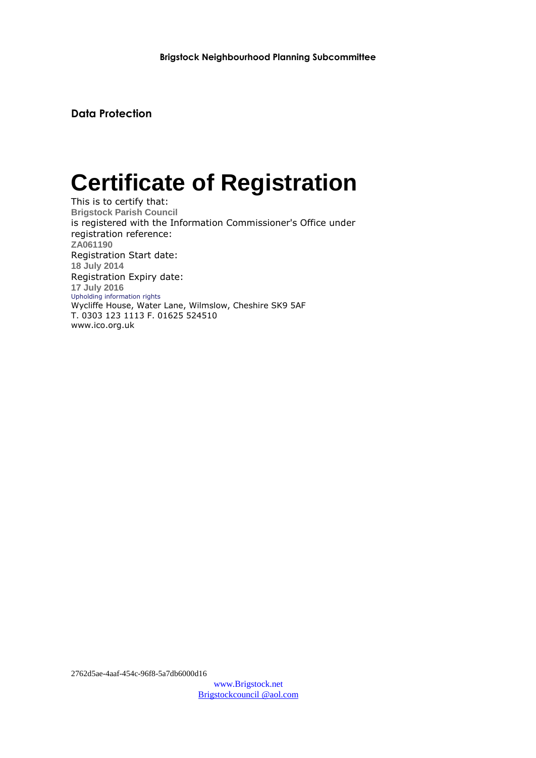**Data Protection**

# Certificate of Registration

This is to certify that:

**Brigstock Parish Council**

is registered with the Information Commissioner's Office under registration reference:

**ZA061190**

Registration Start date:

**18 July 2014**

Registration Expiry date:

**17 July 2016**

Upholding information rights

Wycliffe House, Water Lane, Wilmslow, Cheshire SK9 5AF
T. 0303 123 1113 F. 01625 524510
www.ico.org.uk

2762d5ae-4aaf-454c-96f8-5a7db6000d16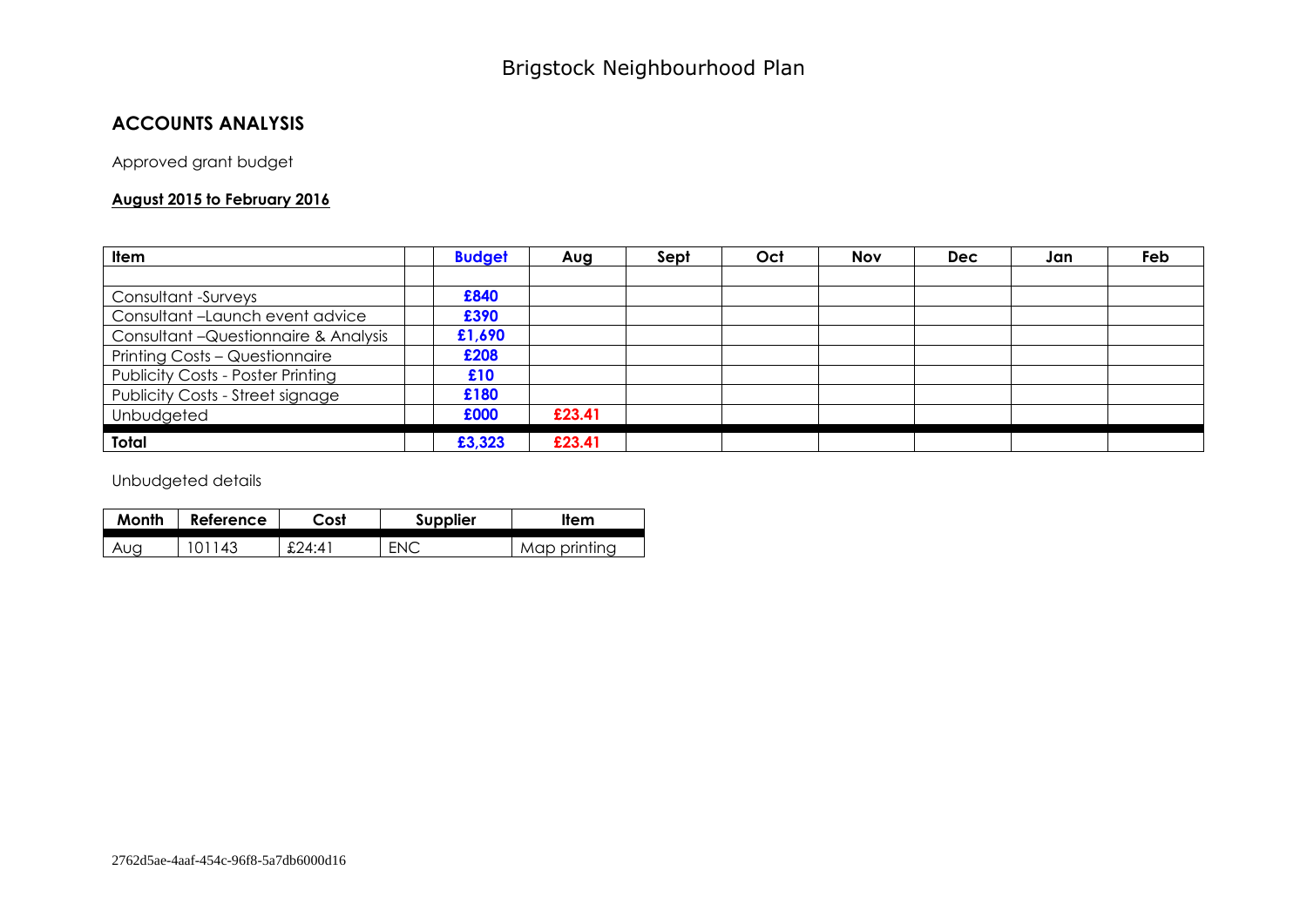# Brigstock Neighbourhood Plan

## ACCOUNTS ANALYSIS

Approved grant budget

**August 2015 to February 2016**

| Item | | Budget | Aug | Sept | Oct | Nov | Dec | Jan | Feb |
|---|---|---|---|---|---|---|---|---|---|
| | | | | | | | | | |
| Consultant -Surveys | | £840 | | | | | | | |
| Consultant –Launch event advice | | £390 | | | | | | | |
| Consultant –Questionnaire & Analysis | | £1,690 | | | | | | | |
| Printing Costs – Questionnaire | | £208 | | | | | | | |
| Publicity Costs - Poster Printing | | £10 | | | | | | | |
| Publicity Costs - Street signage | | £180 | | | | | | | |
| Unbudgeted | | £000 | £23.41 | | | | | | |
| **Total** | | £3,323 | £23.41 | | | | | | |

Unbudgeted details

| Month | Reference | Cost | Supplier | Item |
|---|---|---|---|---|
| Aug | 101143 | £24:41 | ENC | Map printing |

2762d5ae-4aaf-454c-96f8-5a7db6000d16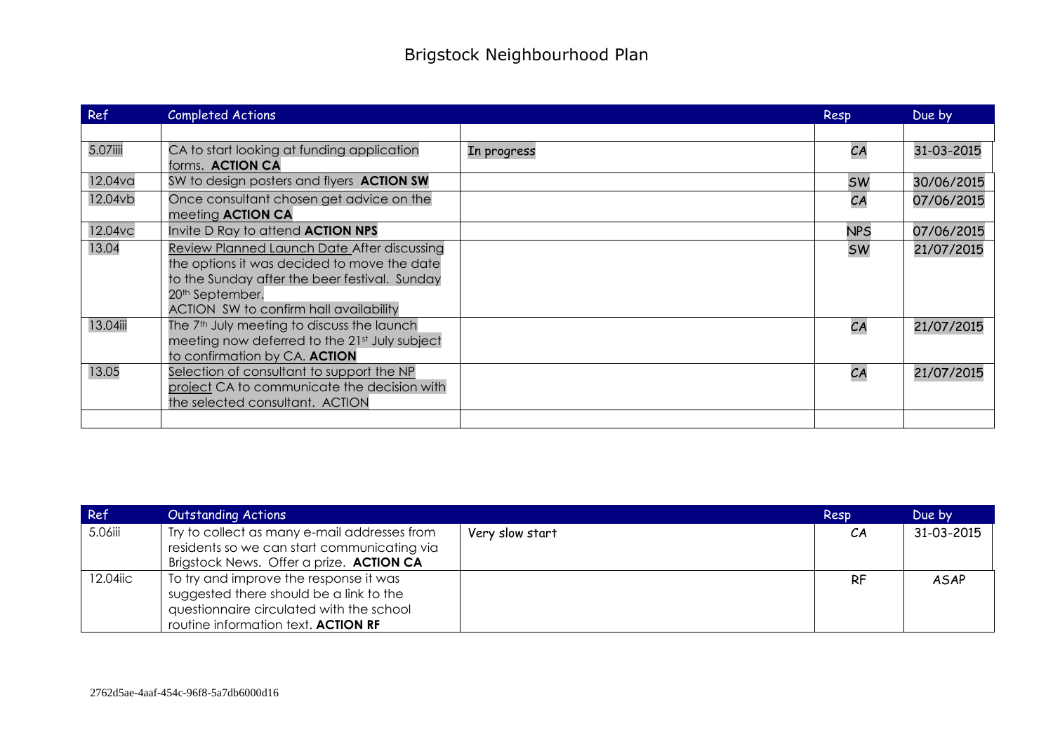# Brigstock Neighbourhood Plan

| Ref | Completed Actions | | Resp | Due by |
|---|---|---|---|---|
| | | | | |
| 5.07iiii | CA to start looking at funding application forms. **ACTION CA** | In progress | CA | 31-03-2015 |
| 12.04va | SW to design posters and flyers **ACTION SW** | | SW | 30/06/2015 |
| 12.04vb | Once consultant chosen get advice on the meeting **ACTION CA** | | CA | 07/06/2015 |
| 12.04vc | Invite D Ray to attend **ACTION NPS** | | NPS | 07/06/2015 |
| 13.04 | Review Planned Launch Date After discussing the options it was decided to move the date to the Sunday after the beer festival. Sunday 20th September. ACTION SW to confirm hall availability | | SW | 21/07/2015 |
| 13.04iii | The 7th July meeting to discuss the launch meeting now deferred to the 21st July subject to confirmation by CA. **ACTION** | | CA | 21/07/2015 |
| 13.05 | Selection of consultant to support the NP project CA to communicate the decision with the selected consultant. ACTION | | CA | 21/07/2015 |
| | | | | |

| Ref | Outstanding Actions | | Resp | Due by |
|---|---|---|---|---|
| 5.06iii | Try to collect as many e-mail addresses from residents so we can start communicating via Brigstock News. Offer a prize. **ACTION CA** | Very slow start | CA | 31-03-2015 |
| 12.04iic | To try and improve the response it was suggested there should be a link to the questionnaire circulated with the school routine information text. **ACTION RF** | | RF | ASAP |

2762d5ae-4aaf-454c-96f8-5a7db6000d16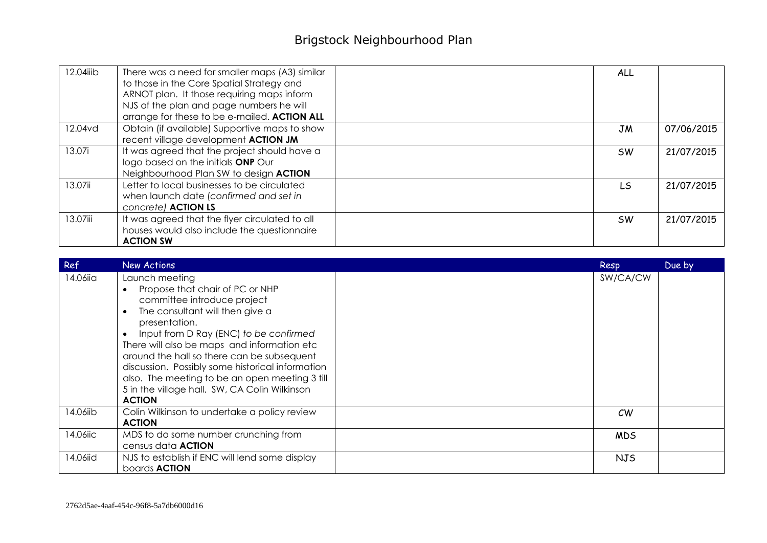| | | | | |
|---|---|---|---|---|
| 12.04iiib | There was a need for smaller maps (A3) similar to those in the Core Spatial Strategy and ARNOT plan. It those requiring maps inform NJS of the plan and page numbers he will arrange for these to be e-mailed. **ACTION ALL** | | ALL | |
| 12.04vd | Obtain (if available) Supportive maps to show recent village development **ACTION JM** | | JM | 07/06/2015 |
| 13.07i | It was agreed that the project should have a logo based on the initials **ONP** Our Neighbourhood Plan SW to design **ACTION** | | SW | 21/07/2015 |
| 13.07ii | Letter to local businesses to be circulated when launch date (*confirmed and set in concrete)* **ACTION LS** | | LS | 21/07/2015 |
| 13.07iii | It was agreed that the flyer circulated to all houses would also include the questionnaire **ACTION SW** | | SW | 21/07/2015 |

| Ref | New Actions | | Resp | Due by |
|---|---|---|---|---|
| 14.06iia | Launch meeting<br>• Propose that chair of PC or NHP committee introduce project<br>• The consultant will then give a presentation.<br>• Input from D Ray (ENC) *to be confirmed*<br>There will also be maps and information etc around the hall so there can be subsequent discussion. Possibly some historical information also. The meeting to be an open meeting 3 till 5 in the village hall. SW, CA Colin Wilkinson **ACTION** | | SW/CA/CW | |
| 14.06iib | Colin Wilkinson to undertake a policy review **ACTION** | | CW | |
| 14.06iic | MDS to do some number crunching from census data **ACTION** | | MDS | |
| 14.06iid | NJS to establish if ENC will lend some display boards **ACTION** | | NJS | |

2762d5ae-4aaf-454c-96f8-5a7db6000d16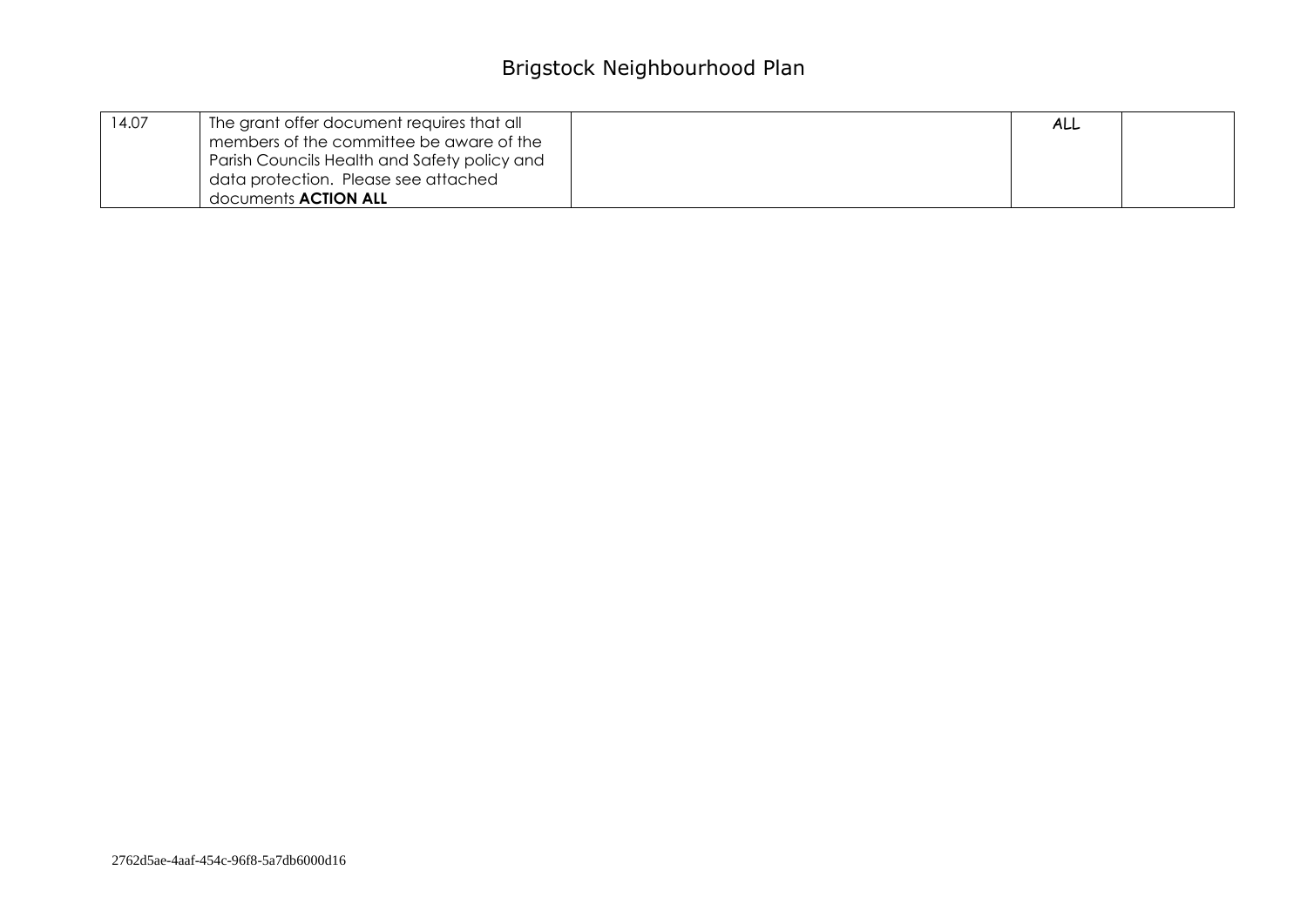| 14.07 | The grant offer document requires that all members of the committee be aware of the Parish Councils Health and Safety policy and data protection. Please see attached documents **ACTION ALL** | | ALL | |
|---|---|---|---|---|

2762d5ae-4aaf-454c-96f8-5a7db6000d16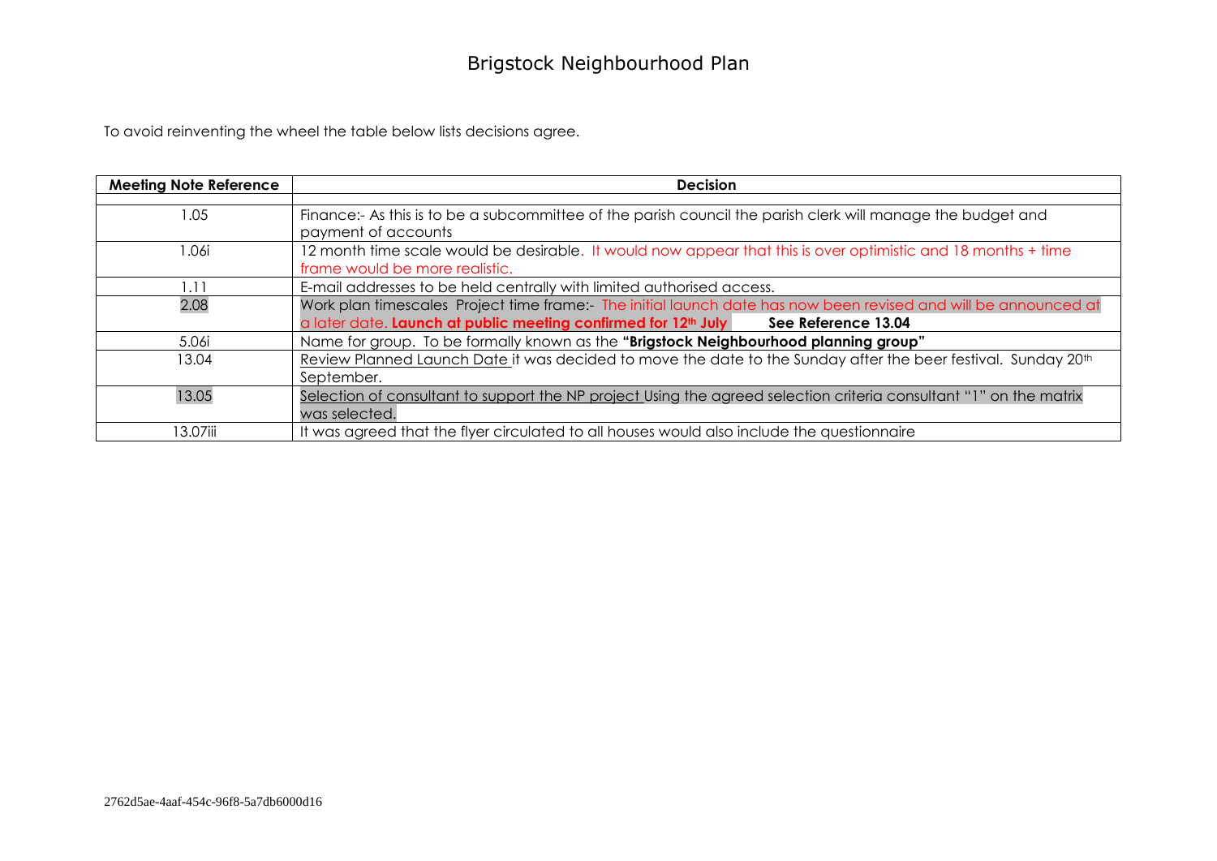# Brigstock Neighbourhood Plan

To avoid reinventing the wheel the table below lists decisions agree.

| Meeting Note Reference | Decision |
|---|---|
| | |
| 1.05 | Finance:- As this is to be a subcommittee of the parish council the parish clerk will manage the budget and payment of accounts |
| 1.06i | 12 month time scale would be desirable. It would now appear that this is over optimistic and 18 months + time frame would be more realistic. |
| 1.11 | E-mail addresses to be held centrally with limited authorised access. |
| 2.08 | Work plan timescales Project time frame:- The initial launch date has now been revised and will be announced at a later date. **Launch at public meeting confirmed for 12th July** **See Reference 13.04** |
| 5.06i | Name for group. To be formally known as the **"Brigstock Neighbourhood planning group"** |
| 13.04 | Review Planned Launch Date it was decided to move the date to the Sunday after the beer festival. Sunday 20th September. |
| 13.05 | Selection of consultant to support the NP project Using the agreed selection criteria consultant "1" on the matrix was selected. |
| 13.07iii | It was agreed that the flyer circulated to all houses would also include the questionnaire |

2762d5ae-4aaf-454c-96f8-5a7db6000d16